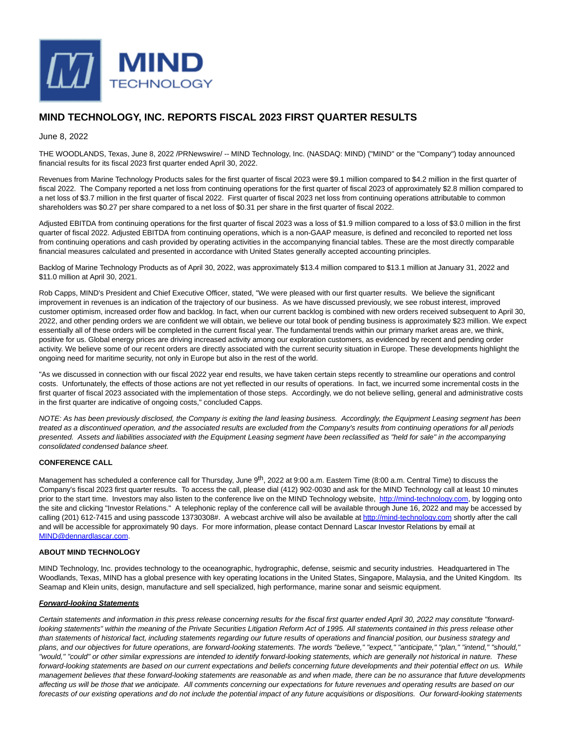# MIND TECHNOLOGY, INC. REPORTS FISCAL 2023 FIRST QUARTER RESULTS

June 8, 2022

THE WOODLANDS, Texas, June 8, 2022 /PRNewswire/ -- MIND Technology, Inc. (NASDAQ: MIND) ("MIND" or the "Company") today announced financial results for its fiscal 2023 first quarter ended April 30, 2022.

Revenues from Marine Technology Products sales for the first quarter of fiscal 2023 were $9.1 million compared to $4.2 million in the first quarter of fiscal 2022. The Company reported a net loss from continuing operations for the first quarter of fiscal 2023 of approximately $2.8 million compared to a net loss of $3.7 million in the first quarter of fiscal 2022. First quarter of fiscal 2023 net loss from continuing operations attributable to common shareholders was $0.27 per share compared to a net loss of $0.31 per share in the first quarter of fiscal 2022.

Adjusted EBITDA from continuing operations for the first quarter of fiscal 2023 was a loss of $1.9 million compared to a loss of $3.0 million in the first quarter of fiscal 2022. Adjusted EBITDA from continuing operations, which is a non-GAAP measure, is defined and reconciled to reported net loss from continuing operations and cash provided by operating activities in the accompanying financial tables. These are the most directly comparable financial measures calculated and presented in accordance with United States generally accepted accounting principles.

Backlog of Marine Technology Products as of April 30, 2022, was approximately $13.4 million compared to $13.1 million at January 31, 2022 and $11.0 million at April 30, 2021.

Rob Capps, MIND's President and Chief Executive Officer, stated, "We were pleased with our first quarter results. We believe the significant improvement in revenues is an indication of the trajectory of our business. As we have discussed previously, we see robust interest, improved customer optimism, increased order flow and backlog. In fact, when our current backlog is combined with new orders received subsequent to April 30, 2022, and other pending orders we are confident we will obtain, we believe our total book of pending business is approximately $23 million. We expect essentially all of these orders will be completed in the current fiscal year. The fundamental trends within our primary market areas are, we think, positive for us. Global energy prices are driving increased activity among our exploration customers, as evidenced by recent and pending order activity. We believe some of our recent orders are directly associated with the current security situation in Europe. These developments highlight the ongoing need for maritime security, not only in Europe but also in the rest of the world.

"As we discussed in connection with our fiscal 2022 year end results, we have taken certain steps recently to streamline our operations and control costs. Unfortunately, the effects of those actions are not yet reflected in our results of operations. In fact, we incurred some incremental costs in the first quarter of fiscal 2023 associated with the implementation of those steps. Accordingly, we do not believe selling, general and administrative costs in the first quarter are indicative of ongoing costs," concluded Capps.

*NOTE: As has been previously disclosed, the Company is exiting the land leasing business. Accordingly, the Equipment Leasing segment has been treated as a discontinued operation, and the associated results are excluded from the Company's results from continuing operations for all periods presented. Assets and liabilities associated with the Equipment Leasing segment have been reclassified as "held for sale" in the accompanying consolidated condensed balance sheet.*

**CONFERENCE CALL**

Management has scheduled a conference call for Thursday, June 9th, 2022 at 9:00 a.m. Eastern Time (8:00 a.m. Central Time) to discuss the Company's fiscal 2023 first quarter results. To access the call, please dial (412) 902-0030 and ask for the MIND Technology call at least 10 minutes prior to the start time. Investors may also listen to the conference live on the MIND Technology website, http://mind-technology.com, by logging onto the site and clicking "Investor Relations." A telephonic replay of the conference call will be available through June 16, 2022 and may be accessed by calling (201) 612-7415 and using passcode 13730308#. A webcast archive will also be available at http://mind-technology.com shortly after the call and will be accessible for approximately 90 days. For more information, please contact Dennard Lascar Investor Relations by email at MIND@dennardlascar.com.

**ABOUT MIND TECHNOLOGY**

MIND Technology, Inc. provides technology to the oceanographic, hydrographic, defense, seismic and security industries. Headquartered in The Woodlands, Texas, MIND has a global presence with key operating locations in the United States, Singapore, Malaysia, and the United Kingdom. Its Seamap and Klein units, design, manufacture and sell specialized, high performance, marine sonar and seismic equipment.

***Forward-looking Statements***

*Certain statements and information in this press release concerning results for the fiscal first quarter ended April 30, 2022 may constitute "forward-looking statements" within the meaning of the Private Securities Litigation Reform Act of 1995. All statements contained in this press release other than statements of historical fact, including statements regarding our future results of operations and financial position, our business strategy and plans, and our objectives for future operations, are forward-looking statements. The words "believe," "expect," "anticipate," "plan," "intend," "should," "would," "could" or other similar expressions are intended to identify forward-looking statements, which are generally not historical in nature. These forward-looking statements are based on our current expectations and beliefs concerning future developments and their potential effect on us. While management believes that these forward-looking statements are reasonable as and when made, there can be no assurance that future developments affecting us will be those that we anticipate. All comments concerning our expectations for future revenues and operating results are based on our forecasts of our existing operations and do not include the potential impact of any future acquisitions or dispositions. Our forward-looking statements*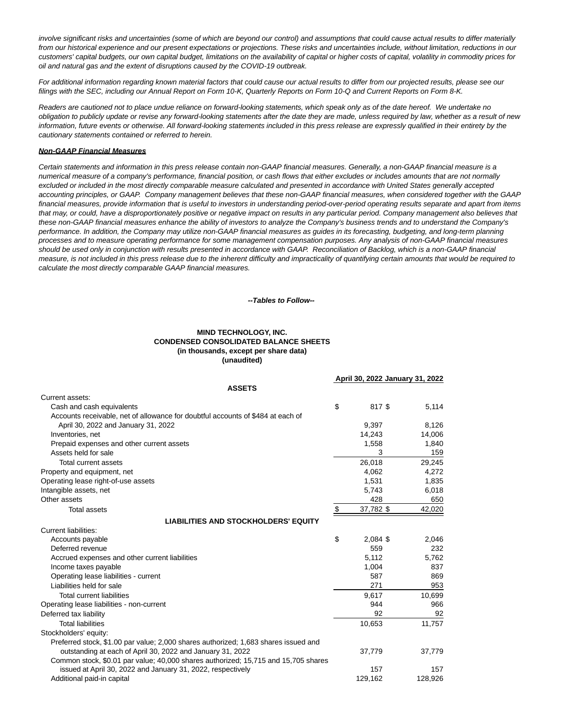*involve significant risks and uncertainties (some of which are beyond our control) and assumptions that could cause actual results to differ materially from our historical experience and our present expectations or projections. These risks and uncertainties include, without limitation, reductions in our customers' capital budgets, our own capital budget, limitations on the availability of capital or higher costs of capital, volatility in commodity prices for oil and natural gas and the extent of disruptions caused by the COVID-19 outbreak.*

*For additional information regarding known material factors that could cause our actual results to differ from our projected results, please see our filings with the SEC, including our Annual Report on Form 10-K, Quarterly Reports on Form 10-Q and Current Reports on Form 8-K.*

*Readers are cautioned not to place undue reliance on forward-looking statements, which speak only as of the date hereof. We undertake no obligation to publicly update or revise any forward-looking statements after the date they are made, unless required by law, whether as a result of new information, future events or otherwise. All forward-looking statements included in this press release are expressly qualified in their entirety by the cautionary statements contained or referred to herein.*

***Non-GAAP Financial Measures***

*Certain statements and information in this press release contain non-GAAP financial measures. Generally, a non-GAAP financial measure is a numerical measure of a company's performance, financial position, or cash flows that either excludes or includes amounts that are not normally excluded or included in the most directly comparable measure calculated and presented in accordance with United States generally accepted accounting principles, or GAAP. Company management believes that these non-GAAP financial measures, when considered together with the GAAP financial measures, provide information that is useful to investors in understanding period-over-period operating results separate and apart from items that may, or could, have a disproportionately positive or negative impact on results in any particular period. Company management also believes that these non-GAAP financial measures enhance the ability of investors to analyze the Company's business trends and to understand the Company's performance. In addition, the Company may utilize non-GAAP financial measures as guides in its forecasting, budgeting, and long-term planning processes and to measure operating performance for some management compensation purposes. Any analysis of non-GAAP financial measures should be used only in conjunction with results presented in accordance with GAAP. Reconciliation of Backlog, which is a non-GAAP financial measure, is not included in this press release due to the inherent difficulty and impracticality of quantifying certain amounts that would be required to calculate the most directly comparable GAAP financial measures.*

***--Tables to Follow--***

**MIND TECHNOLOGY, INC.**
**CONDENSED CONSOLIDATED BALANCE SHEETS**
**(in thousands, except per share data)**
**(unaudited)**

| | April 30, 2022 | January 31, 2022 |
|---|---|---|
| **ASSETS** | | |
| Current assets: | | |
| Cash and cash equivalents | $ 817 | $ 5,114 |
| Accounts receivable, net of allowance for doubtful accounts of $484 at each of April 30, 2022 and January 31, 2022 | 9,397 | 8,126 |
| Inventories, net | 14,243 | 14,006 |
| Prepaid expenses and other current assets | 1,558 | 1,840 |
| Assets held for sale | 3 | 159 |
| Total current assets | 26,018 | 29,245 |
| Property and equipment, net | 4,062 | 4,272 |
| Operating lease right-of-use assets | 1,531 | 1,835 |
| Intangible assets, net | 5,743 | 6,018 |
| Other assets | 428 | 650 |
| Total assets | $ 37,782 | $ 42,020 |
| **LIABILITIES AND STOCKHOLDERS' EQUITY** | | |
| Current liabilities: | | |
| Accounts payable | $ 2,084 | $ 2,046 |
| Deferred revenue | 559 | 232 |
| Accrued expenses and other current liabilities | 5,112 | 5,762 |
| Income taxes payable | 1,004 | 837 |
| Operating lease liabilities - current | 587 | 869 |
| Liabilities held for sale | 271 | 953 |
| Total current liabilities | 9,617 | 10,699 |
| Operating lease liabilities - non-current | 944 | 966 |
| Deferred tax liability | 92 | 92 |
| Total liabilities | 10,653 | 11,757 |
| Stockholders' equity: | | |
| Preferred stock, $1.00 par value; 2,000 shares authorized; 1,683 shares issued and outstanding at each of April 30, 2022 and January 31, 2022 | 37,779 | 37,779 |
| Common stock, $0.01 par value; 40,000 shares authorized; 15,715 and 15,705 shares issued at April 30, 2022 and January 31, 2022, respectively | 157 | 157 |
| Additional paid-in capital | 129,162 | 128,926 |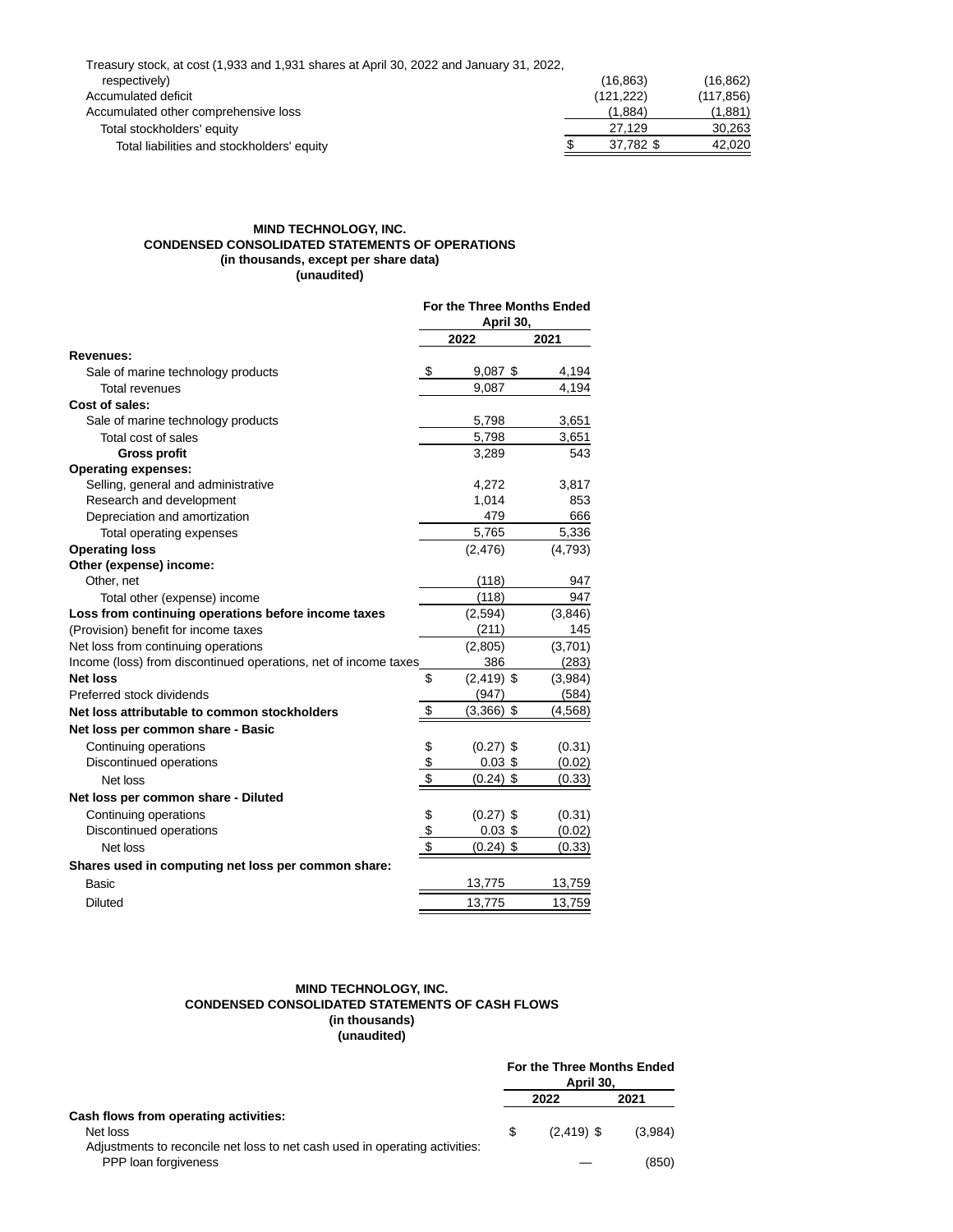| | | |
|---|---|---|
| Treasury stock, at cost (1,933 and 1,931 shares at April 30, 2022 and January 31, 2022, respectively) | (16,863) | (16,862) |
| Accumulated deficit | (121,222) | (117,856) |
| Accumulated other comprehensive loss | (1,884) | (1,881) |
| Total stockholders' equity | 27,129 | 30,263 |
| Total liabilities and stockholders' equity | $ 37,782 | $ 42,020 |

**MIND TECHNOLOGY, INC.**
**CONDENSED CONSOLIDATED STATEMENTS OF OPERATIONS**
**(in thousands, except per share data)**
**(unaudited)**

| | For the Three Months Ended April 30, | |
|---|---|---|
| | 2022 | 2021 |
| **Revenues:** | | |
| Sale of marine technology products | $ 9,087 | $ 4,194 |
| Total revenues | 9,087 | 4,194 |
| **Cost of sales:** | | |
| Sale of marine technology products | 5,798 | 3,651 |
| Total cost of sales | 5,798 | 3,651 |
| **Gross profit** | 3,289 | 543 |
| **Operating expenses:** | | |
| Selling, general and administrative | 4,272 | 3,817 |
| Research and development | 1,014 | 853 |
| Depreciation and amortization | 479 | 666 |
| Total operating expenses | 5,765 | 5,336 |
| **Operating loss** | (2,476) | (4,793) |
| **Other (expense) income:** | | |
| Other, net | (118) | 947 |
| Total other (expense) income | (118) | 947 |
| **Loss from continuing operations before income taxes** | (2,594) | (3,846) |
| (Provision) benefit for income taxes | (211) | 145 |
| Net loss from continuing operations | (2,805) | (3,701) |
| Income (loss) from discontinued operations, net of income taxes | 386 | (283) |
| **Net loss** | $ (2,419) | $ (3,984) |
| Preferred stock dividends | (947) | (584) |
| **Net loss attributable to common stockholders** | $ (3,366) | $ (4,568) |
| **Net loss per common share - Basic** | | |
| Continuing operations | $ (0.27) | $ (0.31) |
| Discontinued operations | $ 0.03 | $ (0.02) |
| Net loss | $ (0.24) | $ (0.33) |
| **Net loss per common share - Diluted** | | |
| Continuing operations | $ (0.27) | $ (0.31) |
| Discontinued operations | $ 0.03 | $ (0.02) |
| Net loss | $ (0.24) | $ (0.33) |
| **Shares used in computing net loss per common share:** | | |
| Basic | 13,775 | 13,759 |
| Diluted | 13,775 | 13,759 |

**MIND TECHNOLOGY, INC.**
**CONDENSED CONSOLIDATED STATEMENTS OF CASH FLOWS**
**(in thousands)**
**(unaudited)**

| | For the Three Months Ended April 30, | |
|---|---|---|
| | 2022 | 2021 |
| **Cash flows from operating activities:** | | |
| Net loss | $ (2,419) | $ (3,984) |
| Adjustments to reconcile net loss to net cash used in operating activities: | | |
| PPP loan forgiveness | — | (850) |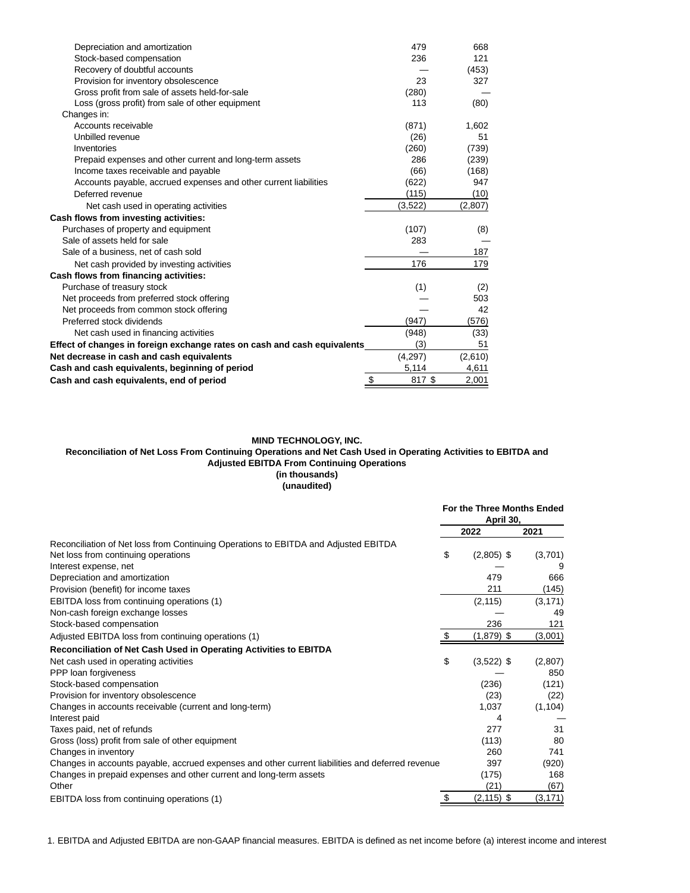| | | |
|---|---|---|
| Depreciation and amortization | 479 | 668 |
| Stock-based compensation | 236 | 121 |
| Recovery of doubtful accounts | — | (453) |
| Provision for inventory obsolescence | 23 | 327 |
| Gross profit from sale of assets held-for-sale | (280) | — |
| Loss (gross profit) from sale of other equipment | 113 | (80) |
| Changes in: | | |
| Accounts receivable | (871) | 1,602 |
| Unbilled revenue | (26) | 51 |
| Inventories | (260) | (739) |
| Prepaid expenses and other current and long-term assets | 286 | (239) |
| Income taxes receivable and payable | (66) | (168) |
| Accounts payable, accrued expenses and other current liabilities | (622) | 947 |
| Deferred revenue | (115) | (10) |
| Net cash used in operating activities | (3,522) | (2,807) |
| **Cash flows from investing activities:** | | |
| Purchases of property and equipment | (107) | (8) |
| Sale of assets held for sale | 283 | — |
| Sale of a business, net of cash sold | — | 187 |
| Net cash provided by investing activities | 176 | 179 |
| **Cash flows from financing activities:** | | |
| Purchase of treasury stock | (1) | (2) |
| Net proceeds from preferred stock offering | — | 503 |
| Net proceeds from common stock offering | — | 42 |
| Preferred stock dividends | (947) | (576) |
| Net cash used in financing activities | (948) | (33) |
| **Effect of changes in foreign exchange rates on cash and cash equivalents** | (3) | 51 |
| **Net decrease in cash and cash equivalents** | (4,297) | (2,610) |
| **Cash and cash equivalents, beginning of period** | 5,114 | 4,611 |
| **Cash and cash equivalents, end of period** | $ 817 | $ 2,001 |

**MIND TECHNOLOGY, INC.**
**Reconciliation of Net Loss From Continuing Operations and Net Cash Used in Operating Activities to EBITDA and Adjusted EBITDA From Continuing Operations**
**(in thousands)**
**(unaudited)**

| | For the Three Months Ended April 30, | |
|---|---|---|
| | 2022 | 2021 |
| Reconciliation of Net loss from Continuing Operations to EBITDA and Adjusted EBITDA | | |
| Net loss from continuing operations | $ (2,805) | $ (3,701) |
| Interest expense, net | — | 9 |
| Depreciation and amortization | 479 | 666 |
| Provision (benefit) for income taxes | 211 | (145) |
| EBITDA loss from continuing operations (1) | (2,115) | (3,171) |
| Non-cash foreign exchange losses | — | 49 |
| Stock-based compensation | 236 | 121 |
| Adjusted EBITDA loss from continuing operations (1) | $ (1,879) | $ (3,001) |
| **Reconciliation of Net Cash Used in Operating Activities to EBITDA** | | |
| Net cash used in operating activities | $ (3,522) | $ (2,807) |
| PPP loan forgiveness | — | 850 |
| Stock-based compensation | (236) | (121) |
| Provision for inventory obsolescence | (23) | (22) |
| Changes in accounts receivable (current and long-term) | 1,037 | (1,104) |
| Interest paid | 4 | — |
| Taxes paid, net of refunds | 277 | 31 |
| Gross (loss) profit from sale of other equipment | (113) | 80 |
| Changes in inventory | 260 | 741 |
| Changes in accounts payable, accrued expenses and other current liabilities and deferred revenue | 397 | (920) |
| Changes in prepaid expenses and other current and long-term assets | (175) | 168 |
| Other | (21) | (67) |
| EBITDA loss from continuing operations (1) | $ (2,115) | $ (3,171) |

1. EBITDA and Adjusted EBITDA are non-GAAP financial measures. EBITDA is defined as net income before (a) interest income and interest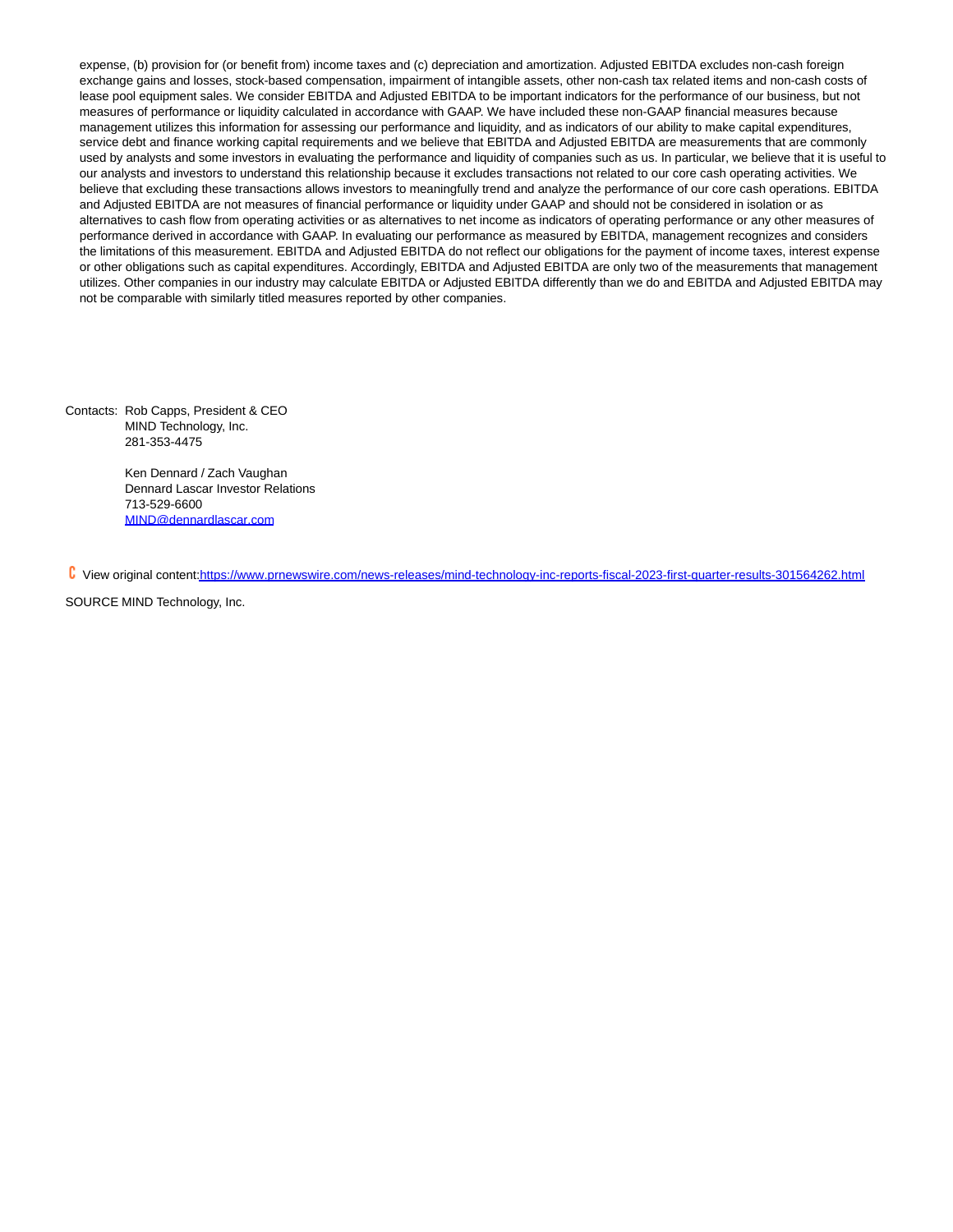expense, (b) provision for (or benefit from) income taxes and (c) depreciation and amortization. Adjusted EBITDA excludes non-cash foreign exchange gains and losses, stock-based compensation, impairment of intangible assets, other non-cash tax related items and non-cash costs of lease pool equipment sales. We consider EBITDA and Adjusted EBITDA to be important indicators for the performance of our business, but not measures of performance or liquidity calculated in accordance with GAAP. We have included these non-GAAP financial measures because management utilizes this information for assessing our performance and liquidity, and as indicators of our ability to make capital expenditures, service debt and finance working capital requirements and we believe that EBITDA and Adjusted EBITDA are measurements that are commonly used by analysts and some investors in evaluating the performance and liquidity of companies such as us. In particular, we believe that it is useful to our analysts and investors to understand this relationship because it excludes transactions not related to our core cash operating activities. We believe that excluding these transactions allows investors to meaningfully trend and analyze the performance of our core cash operations. EBITDA and Adjusted EBITDA are not measures of financial performance or liquidity under GAAP and should not be considered in isolation or as alternatives to cash flow from operating activities or as alternatives to net income as indicators of operating performance or any other measures of performance derived in accordance with GAAP. In evaluating our performance as measured by EBITDA, management recognizes and considers the limitations of this measurement. EBITDA and Adjusted EBITDA do not reflect our obligations for the payment of income taxes, interest expense or other obligations such as capital expenditures. Accordingly, EBITDA and Adjusted EBITDA are only two of the measurements that management utilizes. Other companies in our industry may calculate EBITDA or Adjusted EBITDA differently than we do and EBITDA and Adjusted EBITDA may not be comparable with similarly titled measures reported by other companies.

Contacts: Rob Capps, President & CEO
MIND Technology, Inc.
281-353-4475

Ken Dennard / Zach Vaughan
Dennard Lascar Investor Relations
713-529-6600
MIND@dennardlascar.com

View original content:https://www.prnewswire.com/news-releases/mind-technology-inc-reports-fiscal-2023-first-quarter-results-301564262.html

SOURCE MIND Technology, Inc.